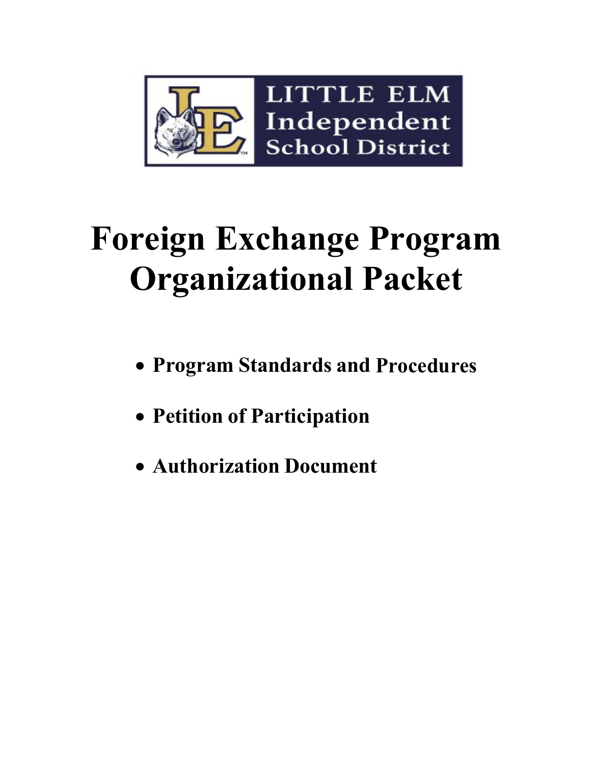LITTLE ELM Independent School District

# Foreign Exchange Program Organizational Packet

- **Program Standards and Procedures**
- **Petition of Participation**
- **Authorization Document**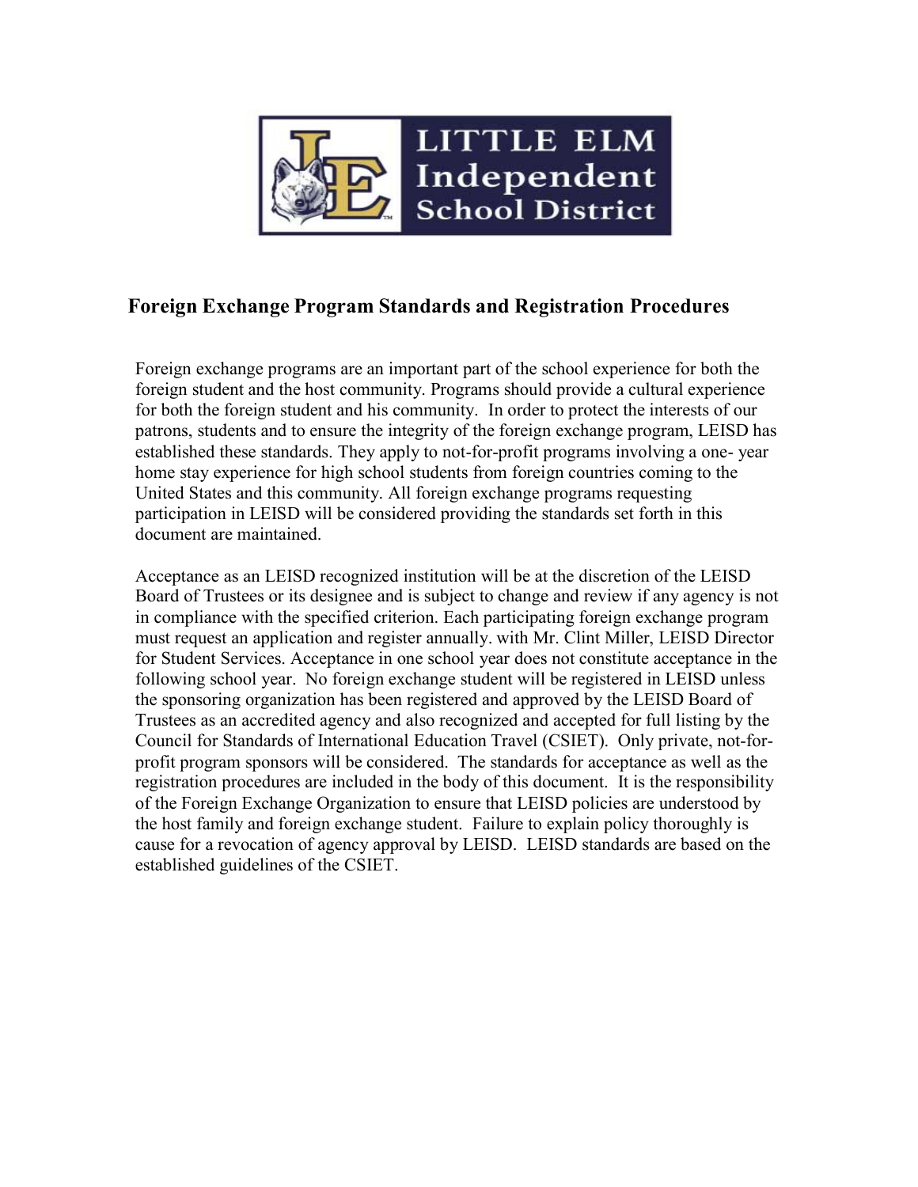# Foreign Exchange Program Standards and Registration Procedures

Foreign exchange programs are an important part of the school experience for both the foreign student and the host community. Programs should provide a cultural experience for both the foreign student and his community. In order to protect the interests of our patrons, students and to ensure the integrity of the foreign exchange program, LEISD has established these standards. They apply to not-for-profit programs involving a one- year home stay experience for high school students from foreign countries coming to the United States and this community. All foreign exchange programs requesting participation in LEISD will be considered providing the standards set forth in this document are maintained.

Acceptance as an LEISD recognized institution will be at the discretion of the LEISD Board of Trustees or its designee and is subject to change and review if any agency is not in compliance with the specified criterion. Each participating foreign exchange program must request an application and register annually. with Mr. Clint Miller, LEISD Director for Student Services. Acceptance in one school year does not constitute acceptance in the following school year. No foreign exchange student will be registered in LEISD unless the sponsoring organization has been registered and approved by the LEISD Board of Trustees as an accredited agency and also recognized and accepted for full listing by the Council for Standards of International Education Travel (CSIET). Only private, not-for-profit program sponsors will be considered. The standards for acceptance as well as the registration procedures are included in the body of this document. It is the responsibility of the Foreign Exchange Organization to ensure that LEISD policies are understood by the host family and foreign exchange student. Failure to explain policy thoroughly is cause for a revocation of agency approval by LEISD. LEISD standards are based on the established guidelines of the CSIET.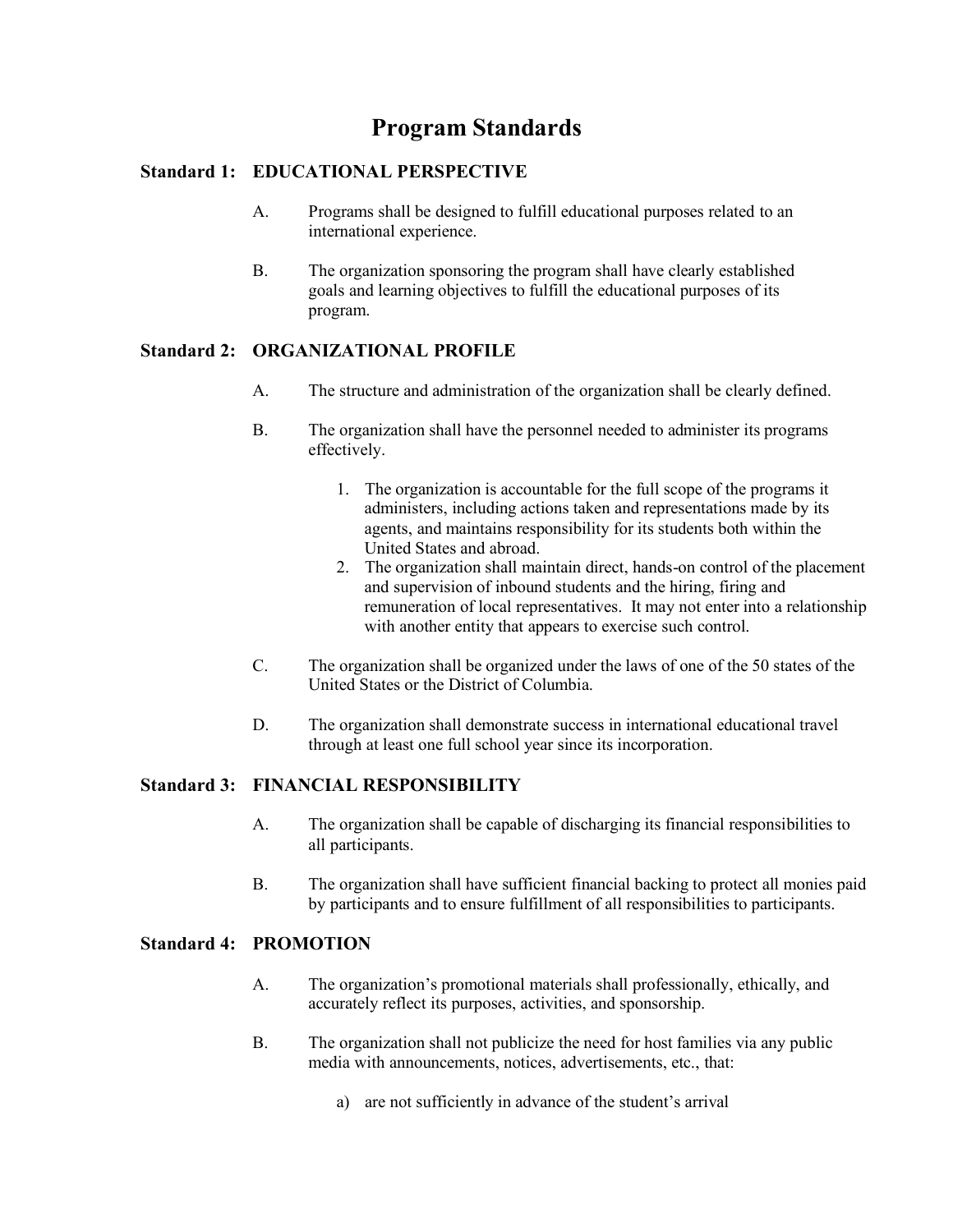# Program Standards

## Standard 1: EDUCATIONAL PERSPECTIVE

A. Programs shall be designed to fulfill educational purposes related to an international experience.

B. The organization sponsoring the program shall have clearly established goals and learning objectives to fulfill the educational purposes of its program.

## Standard 2: ORGANIZATIONAL PROFILE

A. The structure and administration of the organization shall be clearly defined.

B. The organization shall have the personnel needed to administer its programs effectively.

   1. The organization is accountable for the full scope of the programs it administers, including actions taken and representations made by its agents, and maintains responsibility for its students both within the United States and abroad.
   2. The organization shall maintain direct, hands-on control of the placement and supervision of inbound students and the hiring, firing and remuneration of local representatives. It may not enter into a relationship with another entity that appears to exercise such control.

C. The organization shall be organized under the laws of one of the 50 states of the United States or the District of Columbia.

D. The organization shall demonstrate success in international educational travel through at least one full school year since its incorporation.

## Standard 3: FINANCIAL RESPONSIBILITY

A. The organization shall be capable of discharging its financial responsibilities to all participants.

B. The organization shall have sufficient financial backing to protect all monies paid by participants and to ensure fulfillment of all responsibilities to participants.

## Standard 4: PROMOTION

A. The organization's promotional materials shall professionally, ethically, and accurately reflect its purposes, activities, and sponsorship.

B. The organization shall not publicize the need for host families via any public media with announcements, notices, advertisements, etc., that:

   a) are not sufficiently in advance of the student's arrival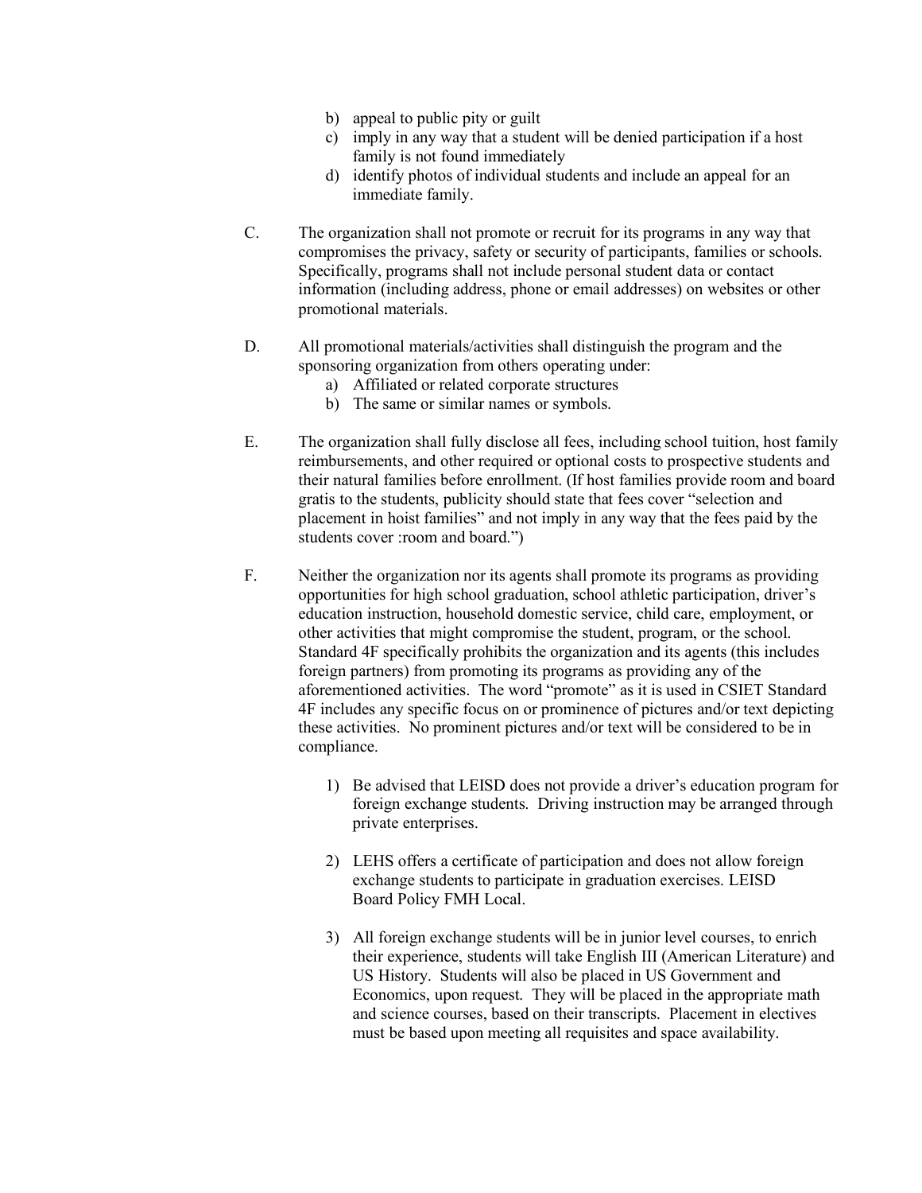b) appeal to public pity or guilt
c) imply in any way that a student will be denied participation if a host family is not found immediately
d) identify photos of individual students and include an appeal for an immediate family.

C. The organization shall not promote or recruit for its programs in any way that compromises the privacy, safety or security of participants, families or schools. Specifically, programs shall not include personal student data or contact information (including address, phone or email addresses) on websites or other promotional materials.

D. All promotional materials/activities shall distinguish the program and the sponsoring organization from others operating under:
   a) Affiliated or related corporate structures
   b) The same or similar names or symbols.

E. The organization shall fully disclose all fees, including school tuition, host family reimbursements, and other required or optional costs to prospective students and their natural families before enrollment. (If host families provide room and board gratis to the students, publicity should state that fees cover "selection and placement in hoist families" and not imply in any way that the fees paid by the students cover :room and board.")

F. Neither the organization nor its agents shall promote its programs as providing opportunities for high school graduation, school athletic participation, driver's education instruction, household domestic service, child care, employment, or other activities that might compromise the student, program, or the school. Standard 4F specifically prohibits the organization and its agents (this includes foreign partners) from promoting its programs as providing any of the aforementioned activities. The word "promote" as it is used in CSIET Standard 4F includes any specific focus on or prominence of pictures and/or text depicting these activities. No prominent pictures and/or text will be considered to be in compliance.

   1) Be advised that LEISD does not provide a driver's education program for foreign exchange students. Driving instruction may be arranged through private enterprises.

   2) LEHS offers a certificate of participation and does not allow foreign exchange students to participate in graduation exercises. LEISD Board Policy FMH Local.

   3) All foreign exchange students will be in junior level courses, to enrich their experience, students will take English III (American Literature) and US History. Students will also be placed in US Government and Economics, upon request. They will be placed in the appropriate math and science courses, based on their transcripts. Placement in electives must be based upon meeting all requisites and space availability.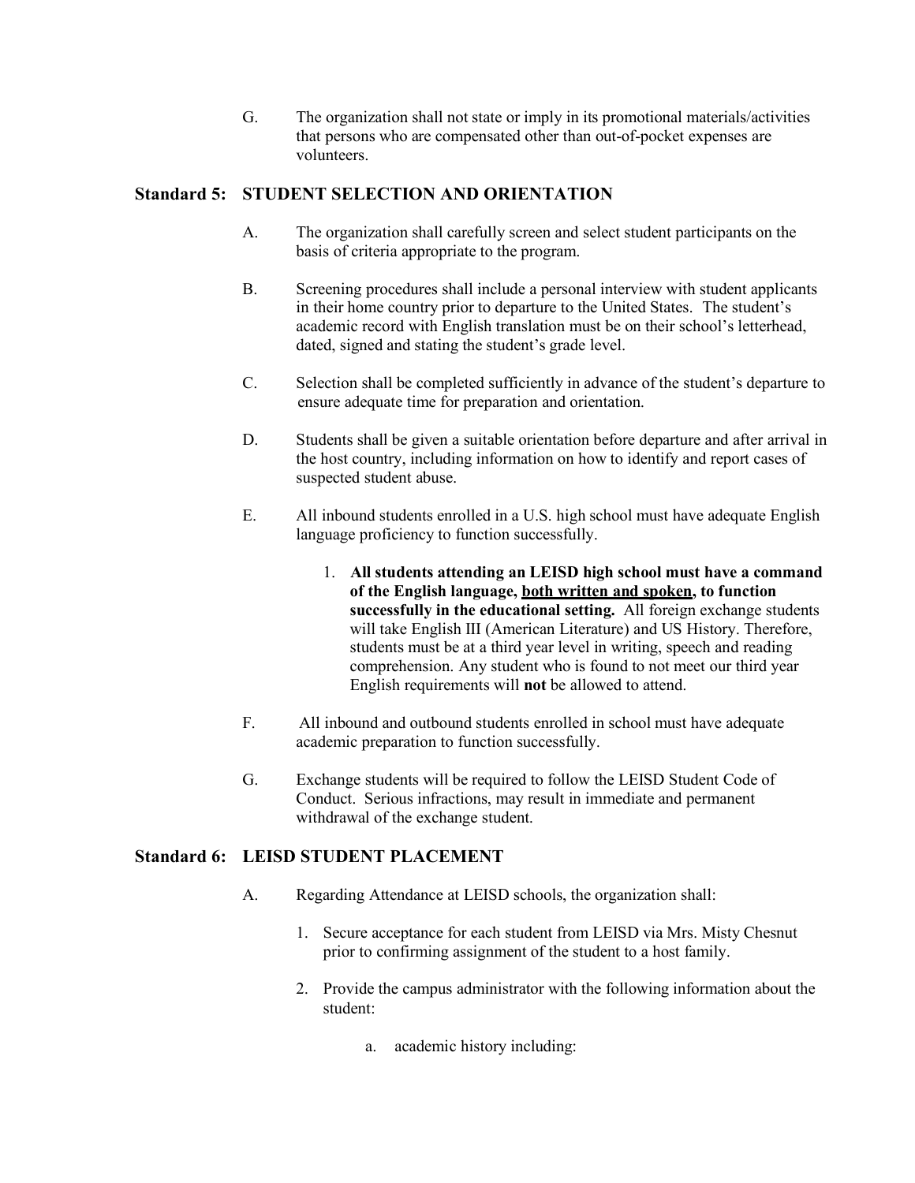G. The organization shall not state or imply in its promotional materials/activities that persons who are compensated other than out-of-pocket expenses are volunteers.

## Standard 5: STUDENT SELECTION AND ORIENTATION

A. The organization shall carefully screen and select student participants on the basis of criteria appropriate to the program.

B. Screening procedures shall include a personal interview with student applicants in their home country prior to departure to the United States. The student's academic record with English translation must be on their school's letterhead, dated, signed and stating the student's grade level.

C. Selection shall be completed sufficiently in advance of the student's departure to ensure adequate time for preparation and orientation.

D. Students shall be given a suitable orientation before departure and after arrival in the host country, including information on how to identify and report cases of suspected student abuse.

E. All inbound students enrolled in a U.S. high school must have adequate English language proficiency to function successfully.

1. **All students attending an LEISD high school must have a command of the English language, <u>both written and spoken</u>, to function successfully in the educational setting.** All foreign exchange students will take English III (American Literature) and US History. Therefore, students must be at a third year level in writing, speech and reading comprehension. Any student who is found to not meet our third year English requirements will **not** be allowed to attend.

F. All inbound and outbound students enrolled in school must have adequate academic preparation to function successfully.

G. Exchange students will be required to follow the LEISD Student Code of Conduct. Serious infractions, may result in immediate and permanent withdrawal of the exchange student.

## Standard 6: LEISD STUDENT PLACEMENT

A. Regarding Attendance at LEISD schools, the organization shall:

1. Secure acceptance for each student from LEISD via Mrs. Misty Chesnut prior to confirming assignment of the student to a host family.

2. Provide the campus administrator with the following information about the student:

   a. academic history including: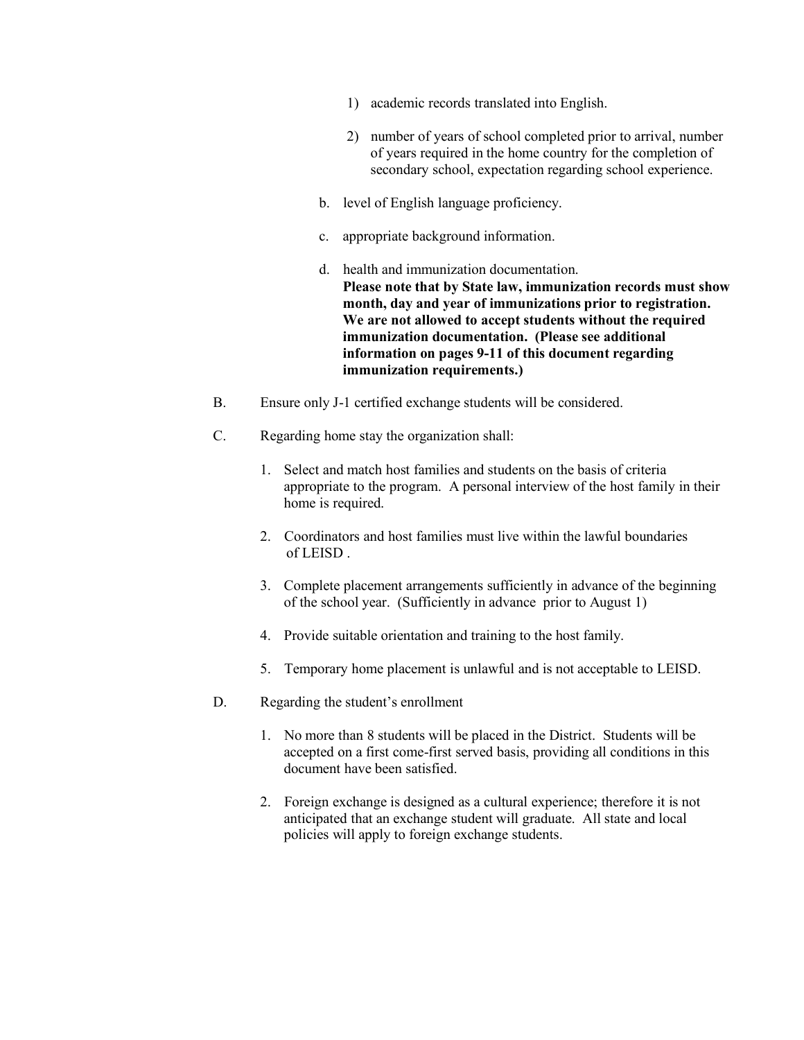1) academic records translated into English.

2) number of years of school completed prior to arrival, number of years required in the home country for the completion of secondary school, expectation regarding school experience.

b. level of English language proficiency.

c. appropriate background information.

d. health and immunization documentation.
**Please note that by State law, immunization records must show month, day and year of immunizations prior to registration. We are not allowed to accept students without the required immunization documentation. (Please see additional information on pages 9-11 of this document regarding immunization requirements.)**

B. Ensure only J-1 certified exchange students will be considered.

C. Regarding home stay the organization shall:

1. Select and match host families and students on the basis of criteria appropriate to the program. A personal interview of the host family in their home is required.

2. Coordinators and host families must live within the lawful boundaries of LEISD .

3. Complete placement arrangements sufficiently in advance of the beginning of the school year. (Sufficiently in advance prior to August 1)

4. Provide suitable orientation and training to the host family.

5. Temporary home placement is unlawful and is not acceptable to LEISD.

D. Regarding the student's enrollment

1. No more than 8 students will be placed in the District. Students will be accepted on a first come-first served basis, providing all conditions in this document have been satisfied.

2. Foreign exchange is designed as a cultural experience; therefore it is not anticipated that an exchange student will graduate. All state and local policies will apply to foreign exchange students.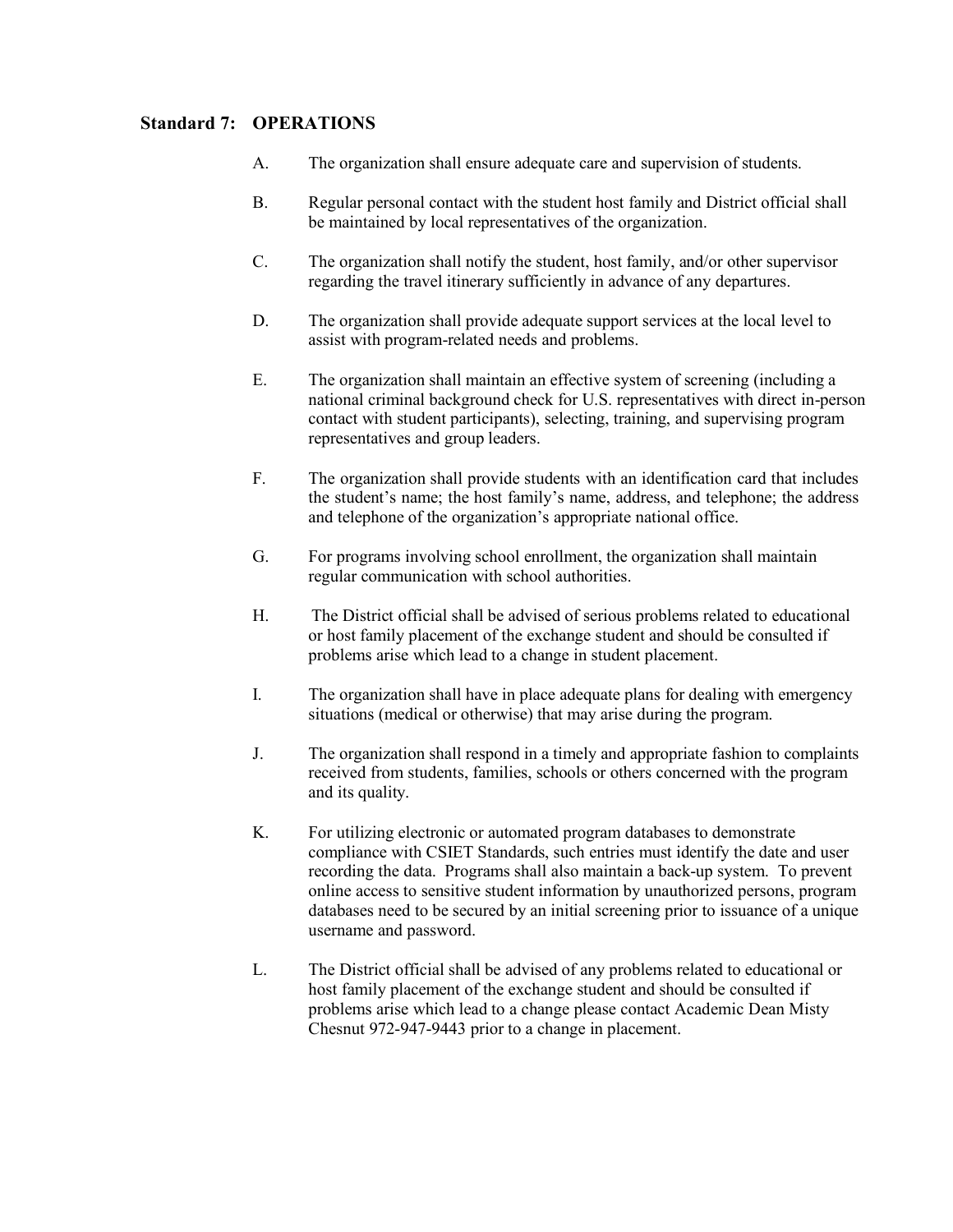## Standard 7: OPERATIONS

A. The organization shall ensure adequate care and supervision of students.

B. Regular personal contact with the student host family and District official shall be maintained by local representatives of the organization.

C. The organization shall notify the student, host family, and/or other supervisor regarding the travel itinerary sufficiently in advance of any departures.

D. The organization shall provide adequate support services at the local level to assist with program-related needs and problems.

E. The organization shall maintain an effective system of screening (including a national criminal background check for U.S. representatives with direct in-person contact with student participants), selecting, training, and supervising program representatives and group leaders.

F. The organization shall provide students with an identification card that includes the student's name; the host family's name, address, and telephone; the address and telephone of the organization's appropriate national office.

G. For programs involving school enrollment, the organization shall maintain regular communication with school authorities.

H. The District official shall be advised of serious problems related to educational or host family placement of the exchange student and should be consulted if problems arise which lead to a change in student placement.

I. The organization shall have in place adequate plans for dealing with emergency situations (medical or otherwise) that may arise during the program.

J. The organization shall respond in a timely and appropriate fashion to complaints received from students, families, schools or others concerned with the program and its quality.

K. For utilizing electronic or automated program databases to demonstrate compliance with CSIET Standards, such entries must identify the date and user recording the data. Programs shall also maintain a back-up system. To prevent online access to sensitive student information by unauthorized persons, program databases need to be secured by an initial screening prior to issuance of a unique username and password.

L. The District official shall be advised of any problems related to educational or host family placement of the exchange student and should be consulted if problems arise which lead to a change please contact Academic Dean Misty Chesnut 972-947-9443 prior to a change in placement.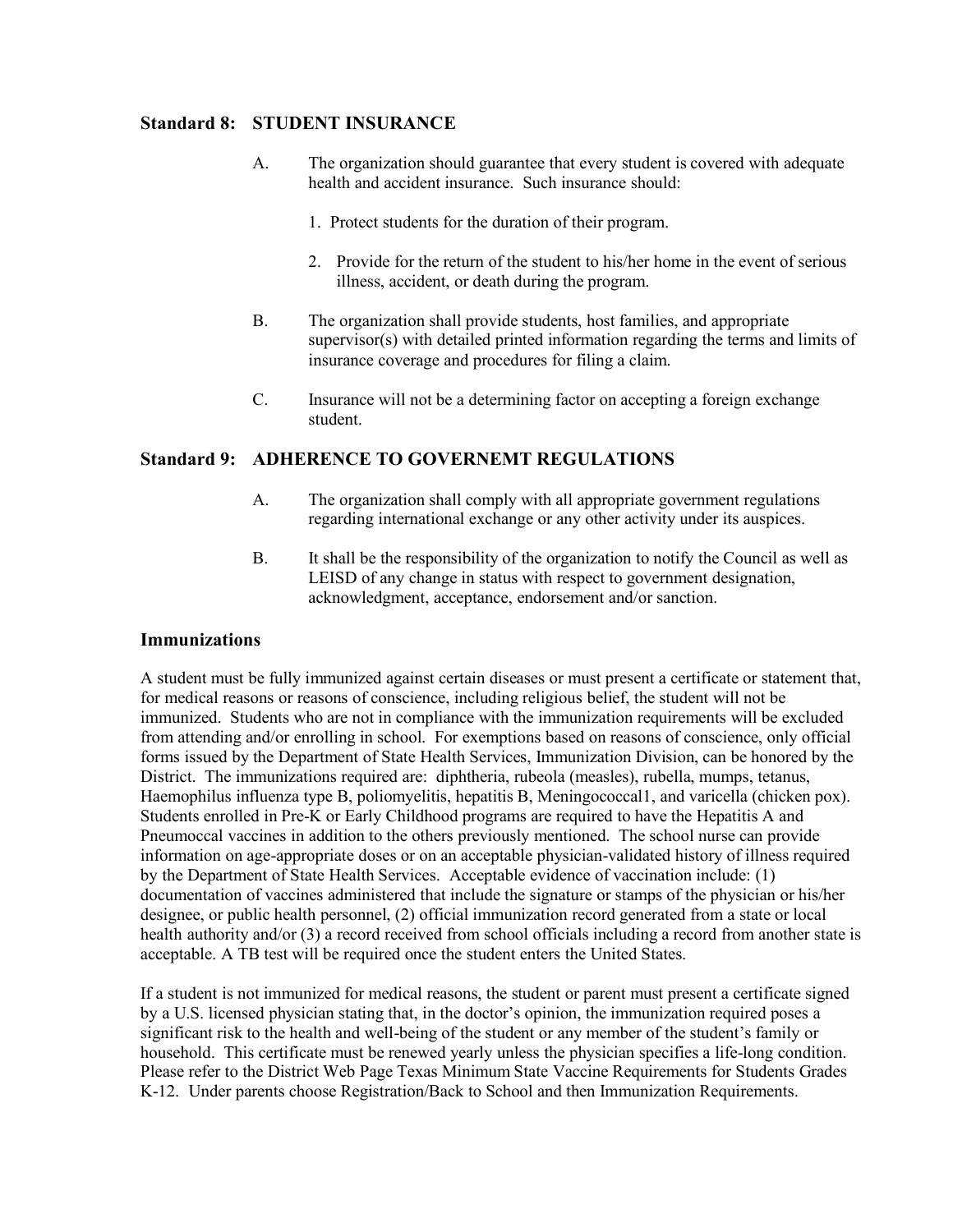### Standard 8: STUDENT INSURANCE

A. The organization should guarantee that every student is covered with adequate health and accident insurance. Such insurance should:

1. Protect students for the duration of their program.
2. Provide for the return of the student to his/her home in the event of serious illness, accident, or death during the program.

B. The organization shall provide students, host families, and appropriate supervisor(s) with detailed printed information regarding the terms and limits of insurance coverage and procedures for filing a claim.

C. Insurance will not be a determining factor on accepting a foreign exchange student.

### Standard 9: ADHERENCE TO GOVERNEMT REGULATIONS

A. The organization shall comply with all appropriate government regulations regarding international exchange or any other activity under its auspices.

B. It shall be the responsibility of the organization to notify the Council as well as LEISD of any change in status with respect to government designation, acknowledgment, acceptance, endorsement and/or sanction.

### Immunizations

A student must be fully immunized against certain diseases or must present a certificate or statement that, for medical reasons or reasons of conscience, including religious belief, the student will not be immunized. Students who are not in compliance with the immunization requirements will be excluded from attending and/or enrolling in school. For exemptions based on reasons of conscience, only official forms issued by the Department of State Health Services, Immunization Division, can be honored by the District. The immunizations required are: diphtheria, rubeola (measles), rubella, mumps, tetanus, Haemophilus influenza type B, poliomyelitis, hepatitis B, Meningococcal1, and varicella (chicken pox). Students enrolled in Pre-K or Early Childhood programs are required to have the Hepatitis A and Pneumoccal vaccines in addition to the others previously mentioned. The school nurse can provide information on age-appropriate doses or on an acceptable physician-validated history of illness required by the Department of State Health Services. Acceptable evidence of vaccination include: (1) documentation of vaccines administered that include the signature or stamps of the physician or his/her designee, or public health personnel, (2) official immunization record generated from a state or local health authority and/or (3) a record received from school officials including a record from another state is acceptable. A TB test will be required once the student enters the United States.

If a student is not immunized for medical reasons, the student or parent must present a certificate signed by a U.S. licensed physician stating that, in the doctor's opinion, the immunization required poses a significant risk to the health and well-being of the student or any member of the student's family or household. This certificate must be renewed yearly unless the physician specifies a life-long condition. Please refer to the District Web Page Texas Minimum State Vaccine Requirements for Students Grades K-12. Under parents choose Registration/Back to School and then Immunization Requirements.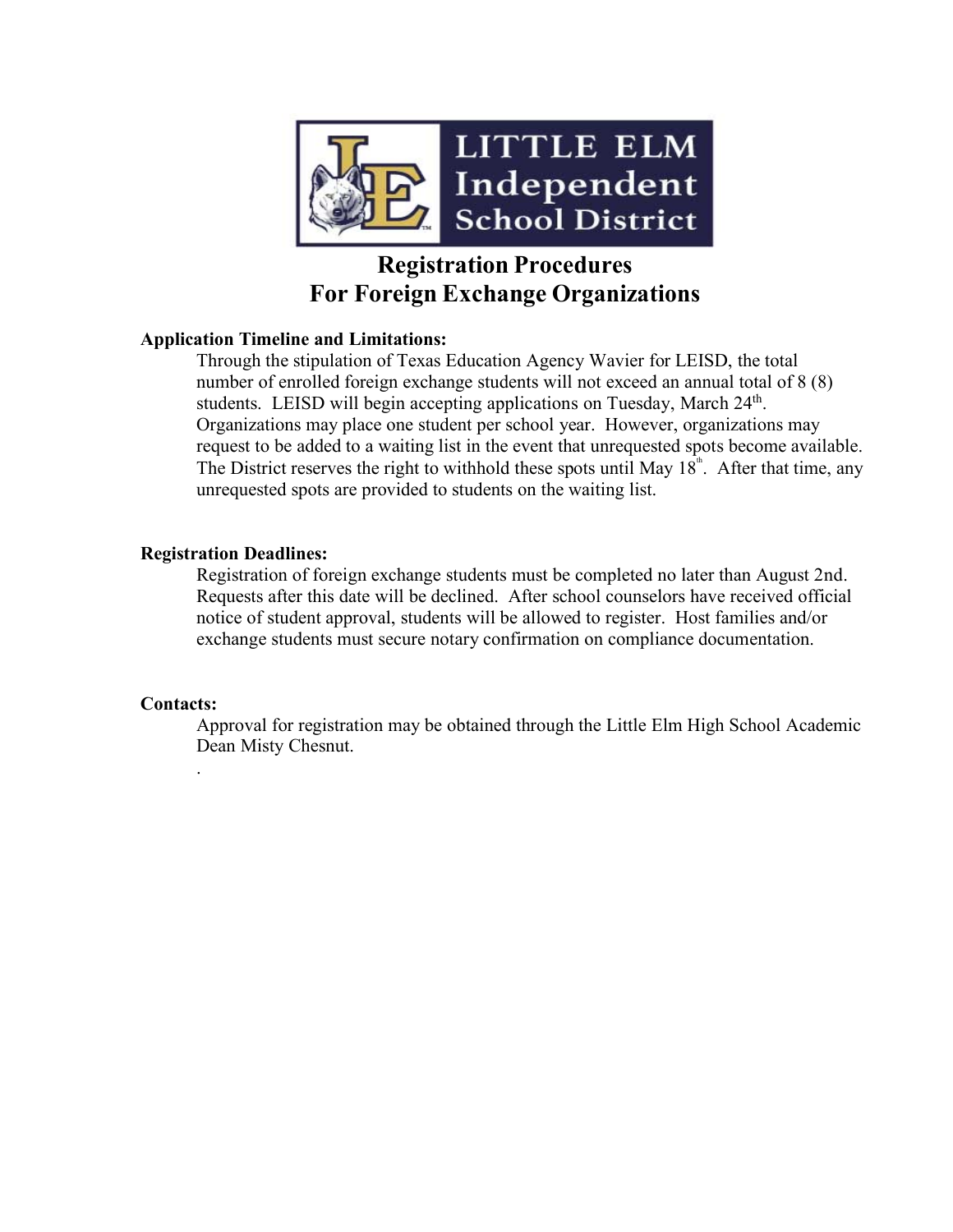LITTLE ELM Independent School District

# Registration Procedures For Foreign Exchange Organizations

**Application Timeline and Limitations:**

Through the stipulation of Texas Education Agency Wavier for LEISD, the total number of enrolled foreign exchange students will not exceed an annual total of 8 (8) students. LEISD will begin accepting applications on Tuesday, March 24th. Organizations may place one student per school year. However, organizations may request to be added to a waiting list in the event that unrequested spots become available. The District reserves the right to withhold these spots until May 18th. After that time, any unrequested spots are provided to students on the waiting list.

**Registration Deadlines:**

Registration of foreign exchange students must be completed no later than August 2nd. Requests after this date will be declined. After school counselors have received official notice of student approval, students will be allowed to register. Host families and/or exchange students must secure notary confirmation on compliance documentation.

**Contacts:**

Approval for registration may be obtained through the Little Elm High School Academic Dean Misty Chesnut.

.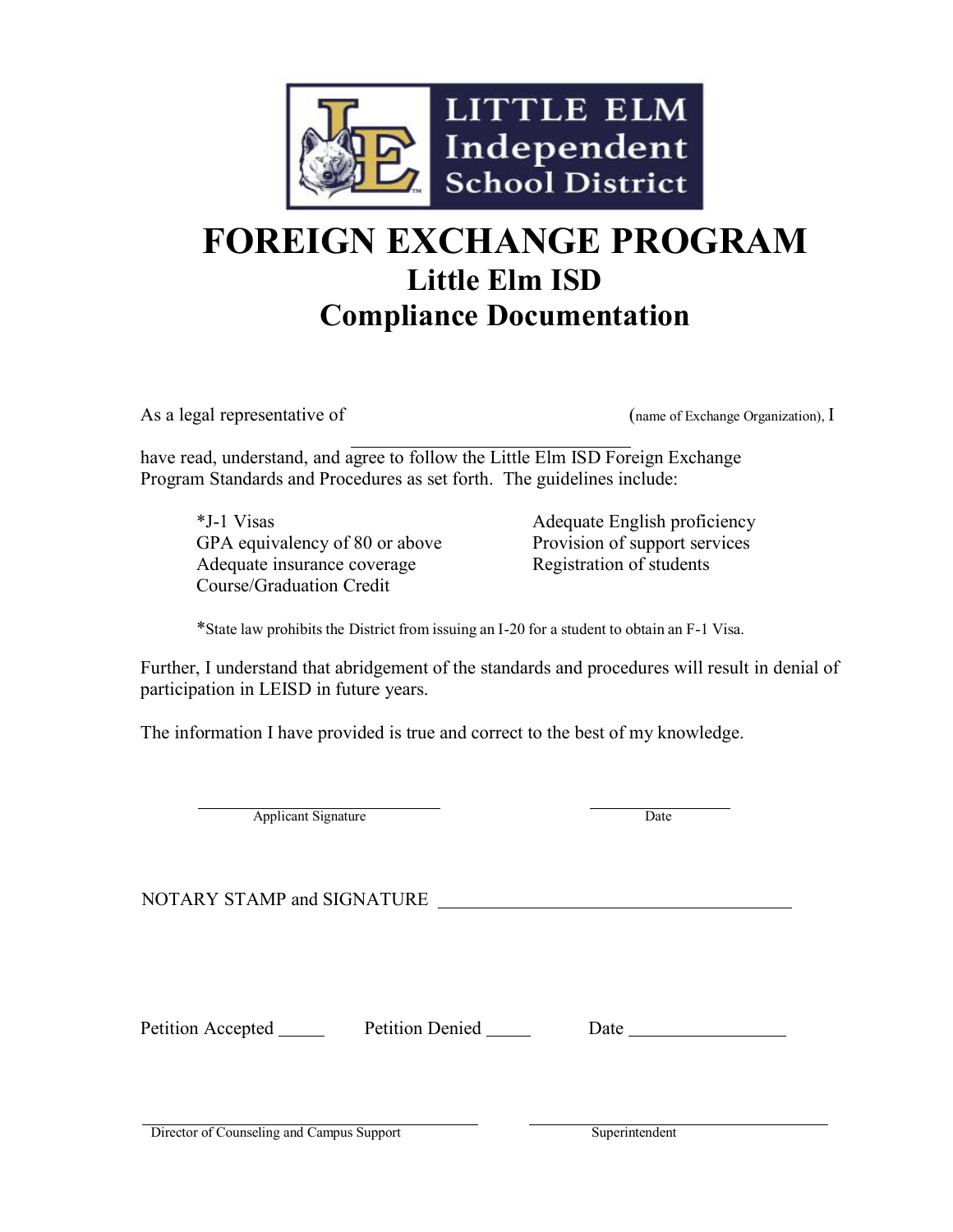# FOREIGN EXCHANGE PROGRAM

## Little Elm ISD

## Compliance Documentation

As a legal representative of ______________________________ (name of Exchange Organization), I have read, understand, and agree to follow the Little Elm ISD Foreign Exchange Program Standards and Procedures as set forth. The guidelines include:

- *J-1 Visas
- GPA equivalency of 80 or above
- Adequate insurance coverage
- Course/Graduation Credit
- Adequate English proficiency
- Provision of support services
- Registration of students

*State law prohibits the District from issuing an I-20 for a student to obtain an F-1 Visa.

Further, I understand that abridgement of the standards and procedures will result in denial of participation in LEISD in future years.

The information I have provided is true and correct to the best of my knowledge.

______________________________ Applicant Signature

______________________________ Date

NOTARY STAMP and SIGNATURE ______________________________

Petition Accepted _____ Petition Denied _____ Date ________________

______________________________ Director of Counseling and Campus Support

______________________________ Superintendent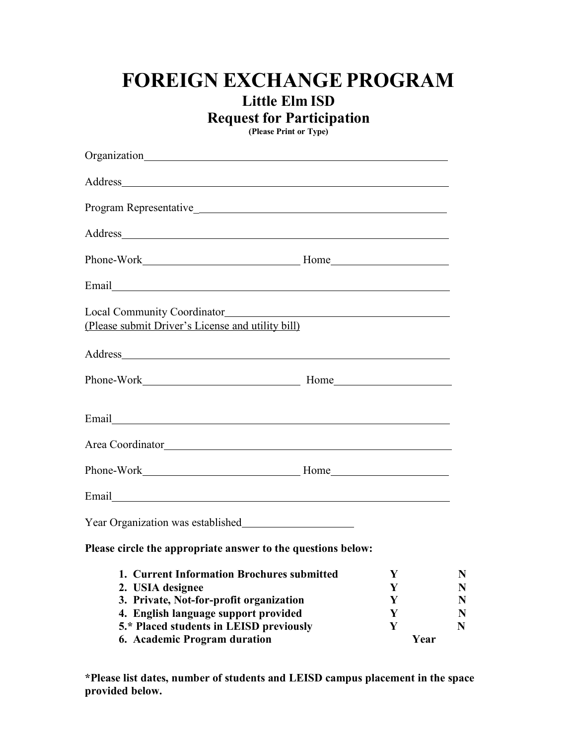# FOREIGN EXCHANGE PROGRAM

## Little Elm ISD

## Request for Participation

**(Please Print or Type)**

Organization\_\_\_\_\_\_\_\_\_\_\_\_\_\_\_\_\_\_\_\_\_\_\_\_\_\_\_\_\_\_\_\_\_\_\_\_\_\_\_\_\_\_\_\_\_\_\_\_

Address\_\_\_\_\_\_\_\_\_\_\_\_\_\_\_\_\_\_\_\_\_\_\_\_\_\_\_\_\_\_\_\_\_\_\_\_\_\_\_\_\_\_\_\_\_\_\_\_\_\_\_\_

Program Representative\_\_\_\_\_\_\_\_\_\_\_\_\_\_\_\_\_\_\_\_\_\_\_\_\_\_\_\_\_\_\_\_\_\_\_\_\_\_\_\_

Address\_\_\_\_\_\_\_\_\_\_\_\_\_\_\_\_\_\_\_\_\_\_\_\_\_\_\_\_\_\_\_\_\_\_\_\_\_\_\_\_\_\_\_\_\_\_\_\_\_\_\_\_

Phone-Work\_\_\_\_\_\_\_\_\_\_\_\_\_\_\_\_\_\_\_\_\_\_\_\_\_\_ Home\_\_\_\_\_\_\_\_\_\_\_\_\_\_\_\_\_\_\_\_

Email\_\_\_\_\_\_\_\_\_\_\_\_\_\_\_\_\_\_\_\_\_\_\_\_\_\_\_\_\_\_\_\_\_\_\_\_\_\_\_\_\_\_\_\_\_\_\_\_\_\_\_\_\_\_

Local Community Coordinator\_\_\_\_\_\_\_\_\_\_\_\_\_\_\_\_\_\_\_\_\_\_\_\_\_\_\_\_\_\_\_\_\_\_\_\_
(Please submit Driver's License and utility bill)

Address\_\_\_\_\_\_\_\_\_\_\_\_\_\_\_\_\_\_\_\_\_\_\_\_\_\_\_\_\_\_\_\_\_\_\_\_\_\_\_\_\_\_\_\_\_\_\_\_\_\_\_\_

Phone-Work\_\_\_\_\_\_\_\_\_\_\_\_\_\_\_\_\_\_\_\_\_\_\_\_\_\_ Home\_\_\_\_\_\_\_\_\_\_\_\_\_\_\_\_\_\_\_\_

Email\_\_\_\_\_\_\_\_\_\_\_\_\_\_\_\_\_\_\_\_\_\_\_\_\_\_\_\_\_\_\_\_\_\_\_\_\_\_\_\_\_\_\_\_\_\_\_\_\_\_\_\_\_\_

Area Coordinator\_\_\_\_\_\_\_\_\_\_\_\_\_\_\_\_\_\_\_\_\_\_\_\_\_\_\_\_\_\_\_\_\_\_\_\_\_\_\_\_\_\_\_\_\_\_

Phone-Work\_\_\_\_\_\_\_\_\_\_\_\_\_\_\_\_\_\_\_\_\_\_\_\_\_\_ Home\_\_\_\_\_\_\_\_\_\_\_\_\_\_\_\_\_\_\_\_

Email\_\_\_\_\_\_\_\_\_\_\_\_\_\_\_\_\_\_\_\_\_\_\_\_\_\_\_\_\_\_\_\_\_\_\_\_\_\_\_\_\_\_\_\_\_\_\_\_\_\_\_\_\_\_

Year Organization was established\_\_\_\_\_\_\_\_\_\_\_\_\_\_\_\_\_\_

**Please circle the appropriate answer to the questions below:**

| | | |
|---|---|---|
| **1. Current Information Brochures submitted** | **Y** | **N** |
| **2. USIA designee** | **Y** | **N** |
| **3. Private, Not-for-profit organization** | **Y** | **N** |
| **4. English language support provided** | **Y** | **N** |
| **5.\* Placed students in LEISD previously** | **Y** | **N** |
| **6. Academic Program duration** | **Year** | |

**\*Please list dates, number of students and LEISD campus placement in the space provided below.**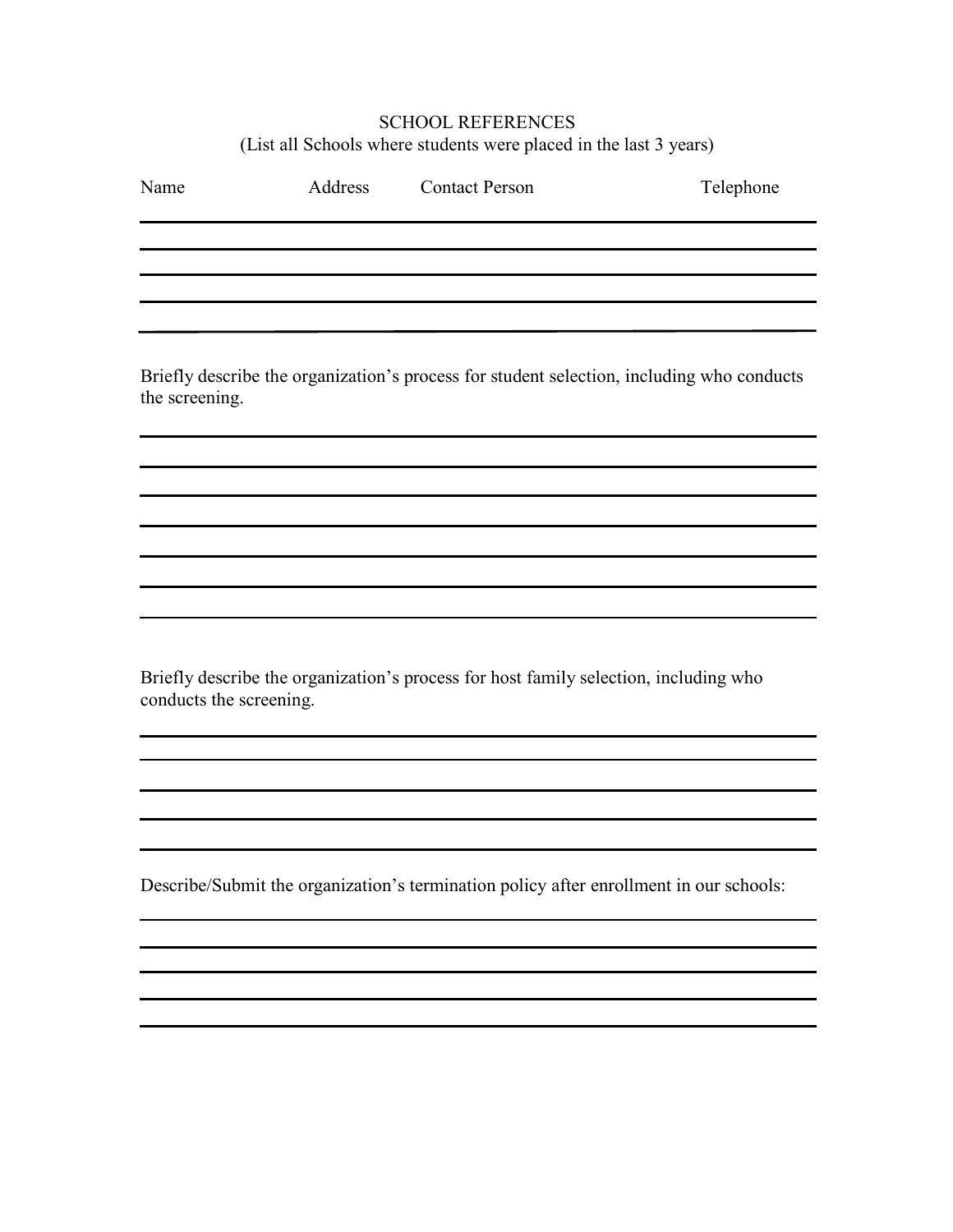SCHOOL REFERENCES
(List all Schools where students were placed in the last 3 years)

| Name | Address | Contact Person | Telephone |
| --- | --- | --- | --- |
| | | | |
| | | | |
| | | | |
| | | | |

Briefly describe the organization's process for student selection, including who conducts the screening.

Briefly describe the organization's process for host family selection, including who conducts the screening.

Describe/Submit the organization's termination policy after enrollment in our schools: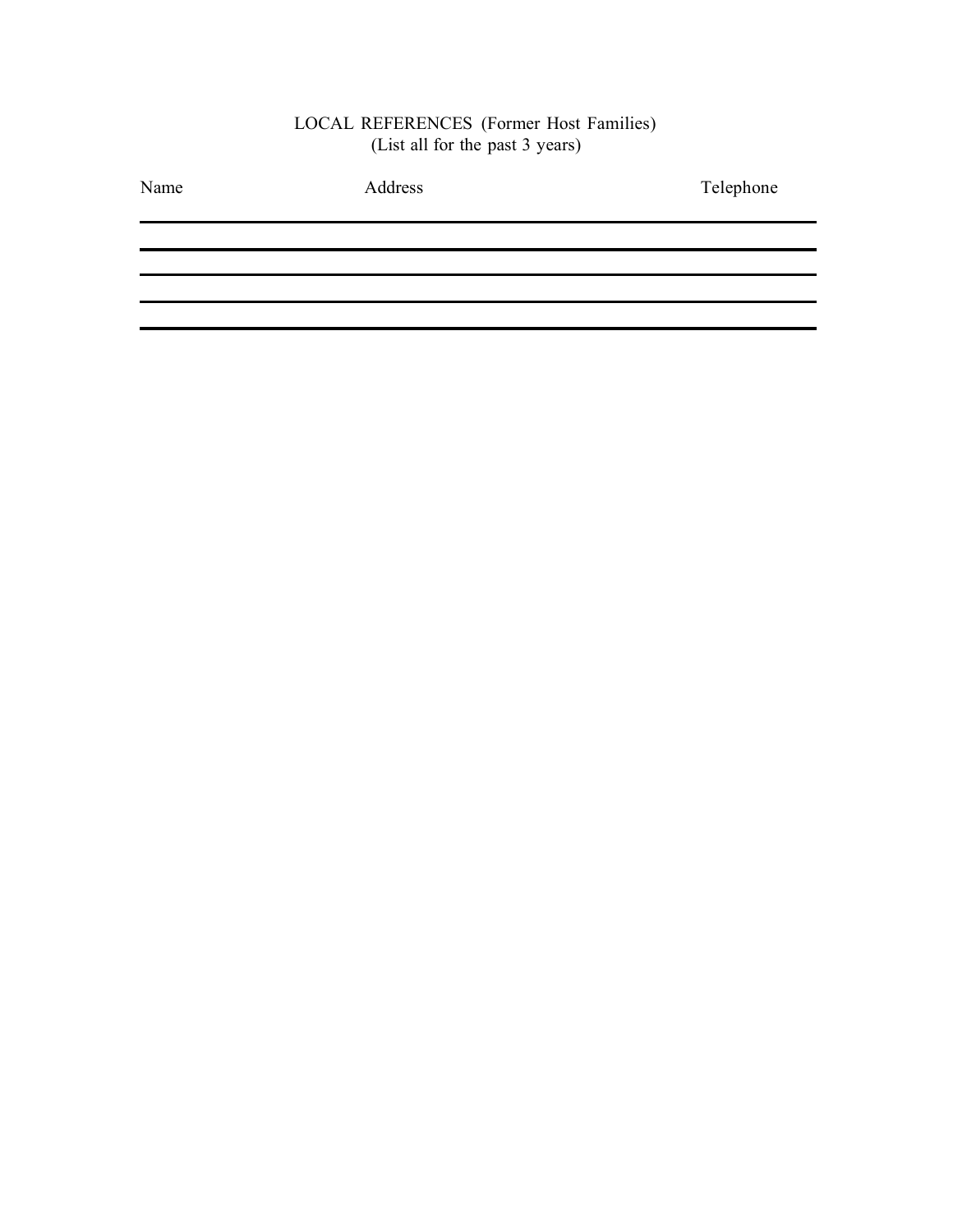LOCAL REFERENCES (Former Host Families)
(List all for the past 3 years)

| Name | Address | Telephone |
|---|---|---|
| | | |
| | | |
| | | |
| | | |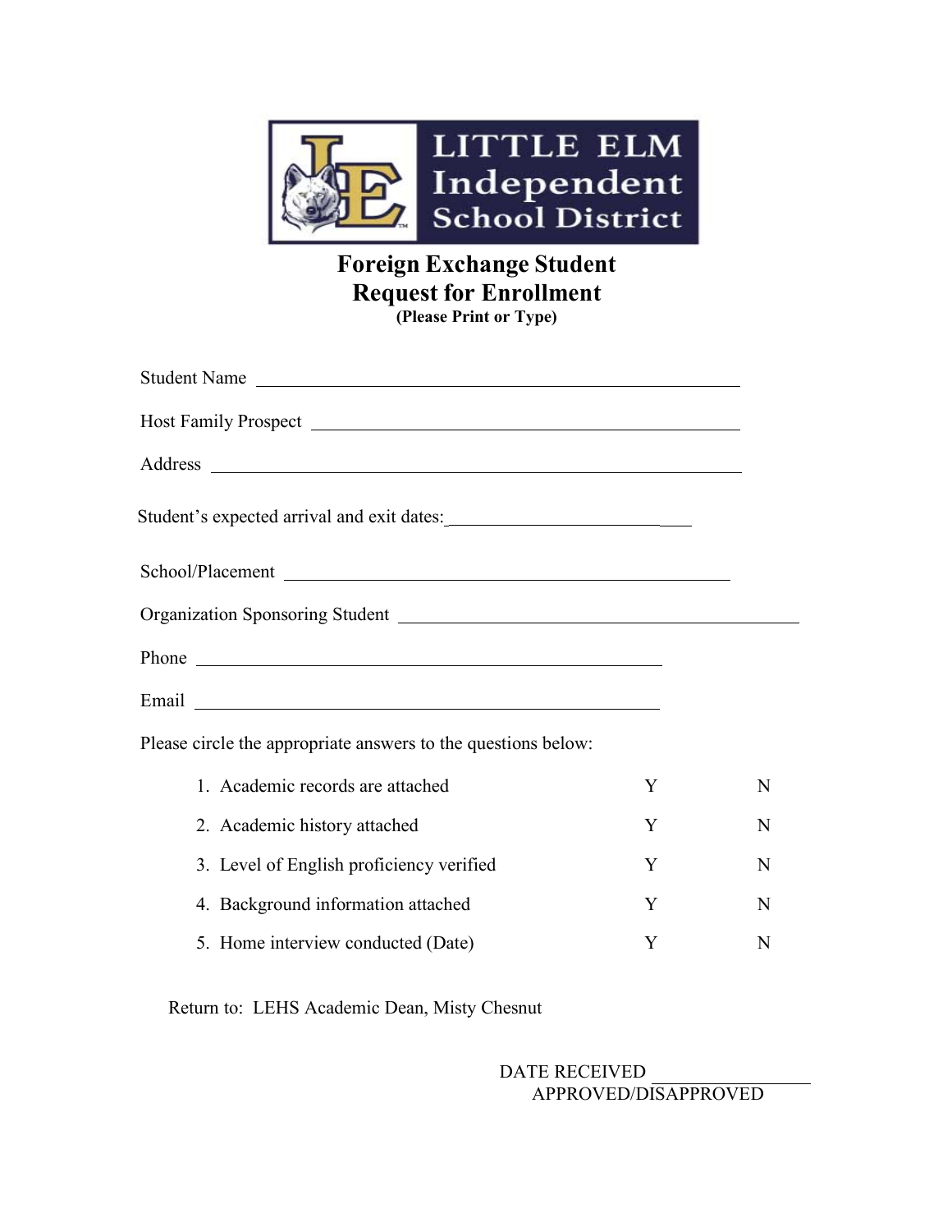LITTLE ELM Independent School District

# Foreign Exchange Student
# Request for Enrollment

**(Please Print or Type)**

Student Name ____________________________________________

Host Family Prospect ____________________________________

Address ________________________________________________

Student's expected arrival and exit dates: ____________________

School/Placement ________________________________________

Organization Sponsoring Student ____________________________

Phone __________________________________________

Email __________________________________________

Please circle the appropriate answers to the questions below:

| | | |
|---|---|---|
| 1. Academic records are attached | Y | N |
| 2. Academic history attached | Y | N |
| 3. Level of English proficiency verified | Y | N |
| 4. Background information attached | Y | N |
| 5. Home interview conducted (Date) | Y | N |

Return to: LEHS Academic Dean, Misty Chesnut

DATE RECEIVED ________________

APPROVED/DISAPPROVED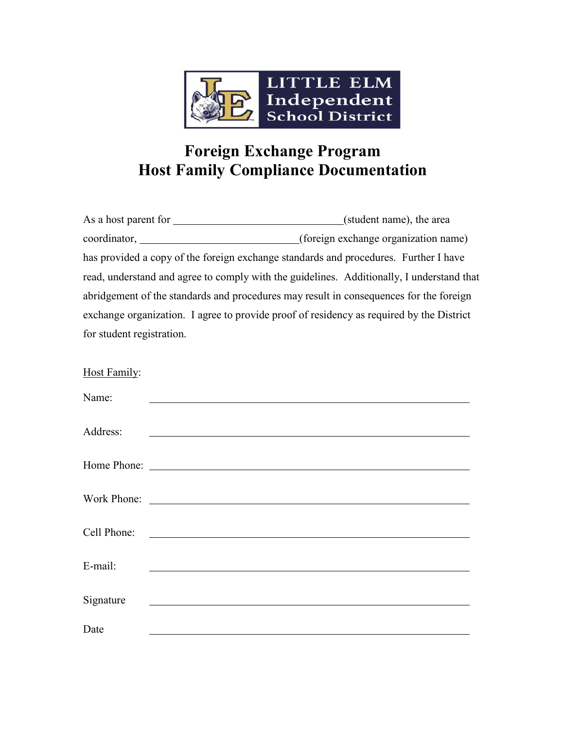LITTLE ELM Independent School District

# Foreign Exchange Program
# Host Family Compliance Documentation

As a host parent for ______________________________(student name), the area coordinator, ____________________________(foreign exchange organization name) has provided a copy of the foreign exchange standards and procedures. Further I have read, understand and agree to comply with the guidelines. Additionally, I understand that abridgement of the standards and procedures may result in consequences for the foreign exchange organization. I agree to provide proof of residency as required by the District for student registration.

<u>Host Family</u>:

Name: ______________________________________________________

Address: ______________________________________________________

Home Phone: ______________________________________________________

Work Phone: ______________________________________________________

Cell Phone: ______________________________________________________

E-mail: ______________________________________________________

Signature ______________________________________________________

Date ______________________________________________________